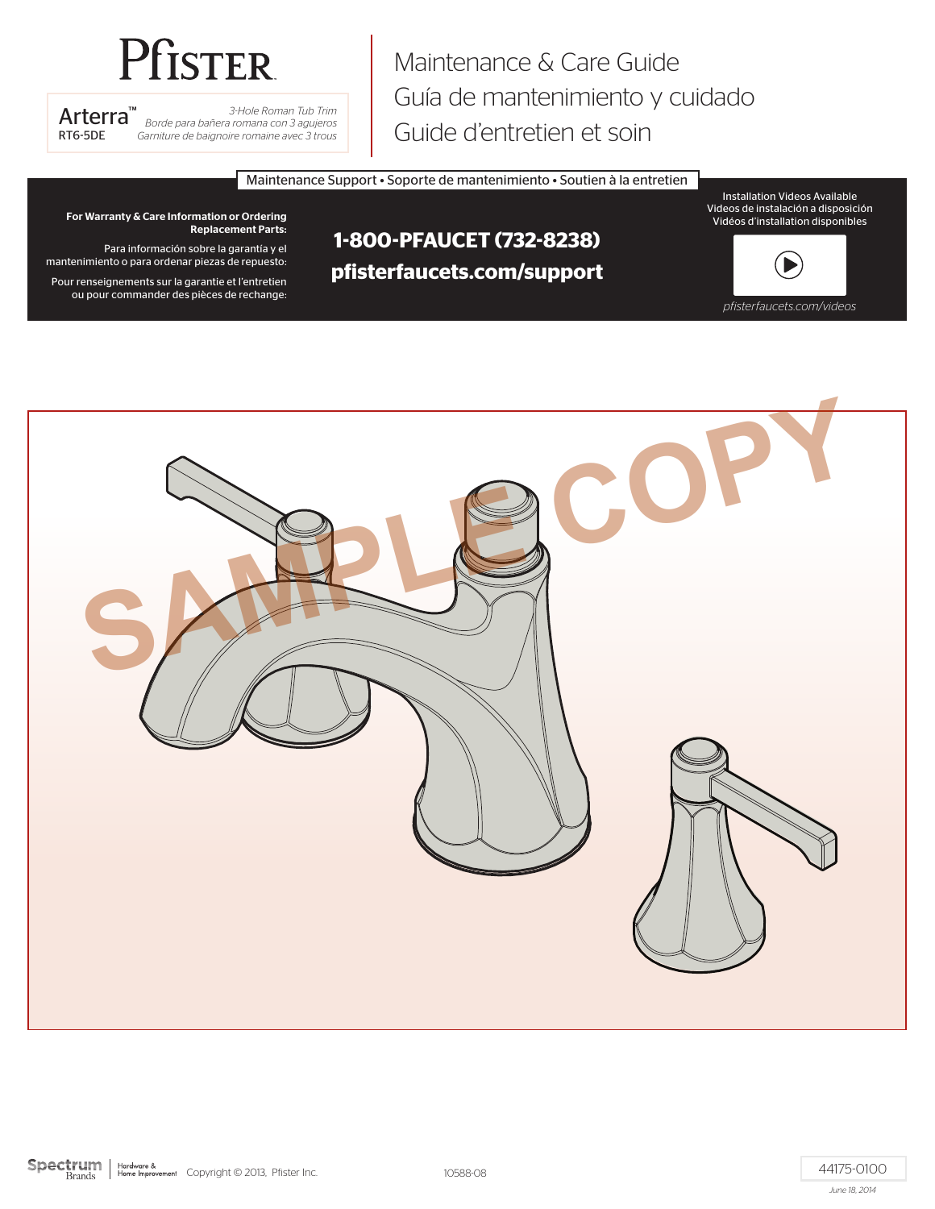# Pfister

**Arterra™**
RT6-5DE

*3-Hole Roman Tub Trim*
*Borde para bañera romana con 3 agujeros*
*Garniture de baignoire romaine avec 3 trous*

# Maintenance & Care Guide
# Guía de mantenimiento y cuidado
# Guide d'entretien et soin

## Maintenance Support • Soporte de mantenimiento • Soutien à la entretien

**For Warranty & Care Information or Ordering Replacement Parts:**

Para información sobre la garantía y el mantenimiento o para ordenar piezas de repuesto:

Pour renseignements sur la garantie et l'entretien ou pour commander des pièces de rechange:

**1-800-PFAUCET (732-8238)**
**pfisterfaucets.com/support**

Installation Videos Available
Videos de instalación a disposición
Vidéos d'installation disponibles

*pfisterfaucets.com/videos*

SAMPLE COPY

Spectrum Brands | Hardware & Home Improvement   Copyright © 2013, Pfister Inc.   10588-08   44175-0100

*June 18, 2014*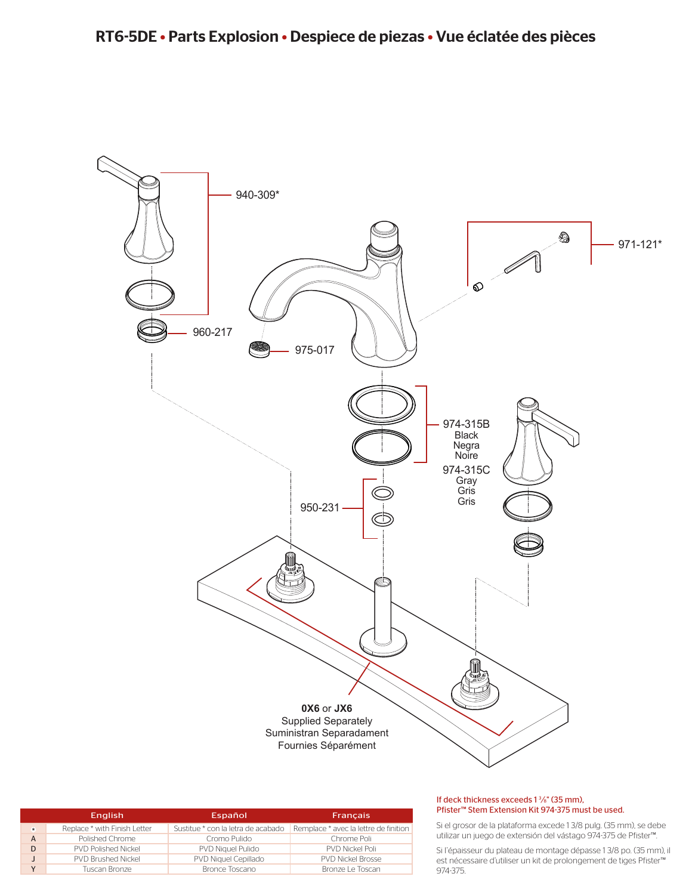# RT6-5DE • Parts Explosion • Despiece de piezas • Vue éclatée des pièces

940-309*

971-121*

960-217

975-017

974-315B
Black
Negra
Noire

974-315C
Gray
Gris
Gris

950-231

**0X6** or **JX6**
Supplied Separately
Suministran Separadament
Fournies Séparément

| | English | Español | Français |
|---|---|---|---|
| * | Replace * with Finish Letter | Sustitue * con la letra de acabado | Remplace * avec la lettre de finition |
| A | Polished Chrome | Cromo Pulido | Chrome Poli |
| D | PVD Polished Nickel | PVD Niquel Pulido | PVD Nickel Poli |
| J | PVD Brushed Nickel | PVD Niquel Cepillado | PVD Nickel Brosse |
| Y | Tuscan Bronze | Bronce Toscano | Bronze Le Toscan |

If deck thickness exceeds 1 3/8" (35 mm), Pfister™ Stem Extension Kit 974-375 must be used.

Si el grosor de la plataforma excede 1 3/8 pulg. (35 mm), se debe utilizar un juego de extensión del vástago 974-375 de Pfister™.

Si l'épaisseur du plateau de montage dépasse 1 3/8 po. (35 mm), il est nécessaire d'utiliser un kit de prolongement de tiges Pfister™ 974-375.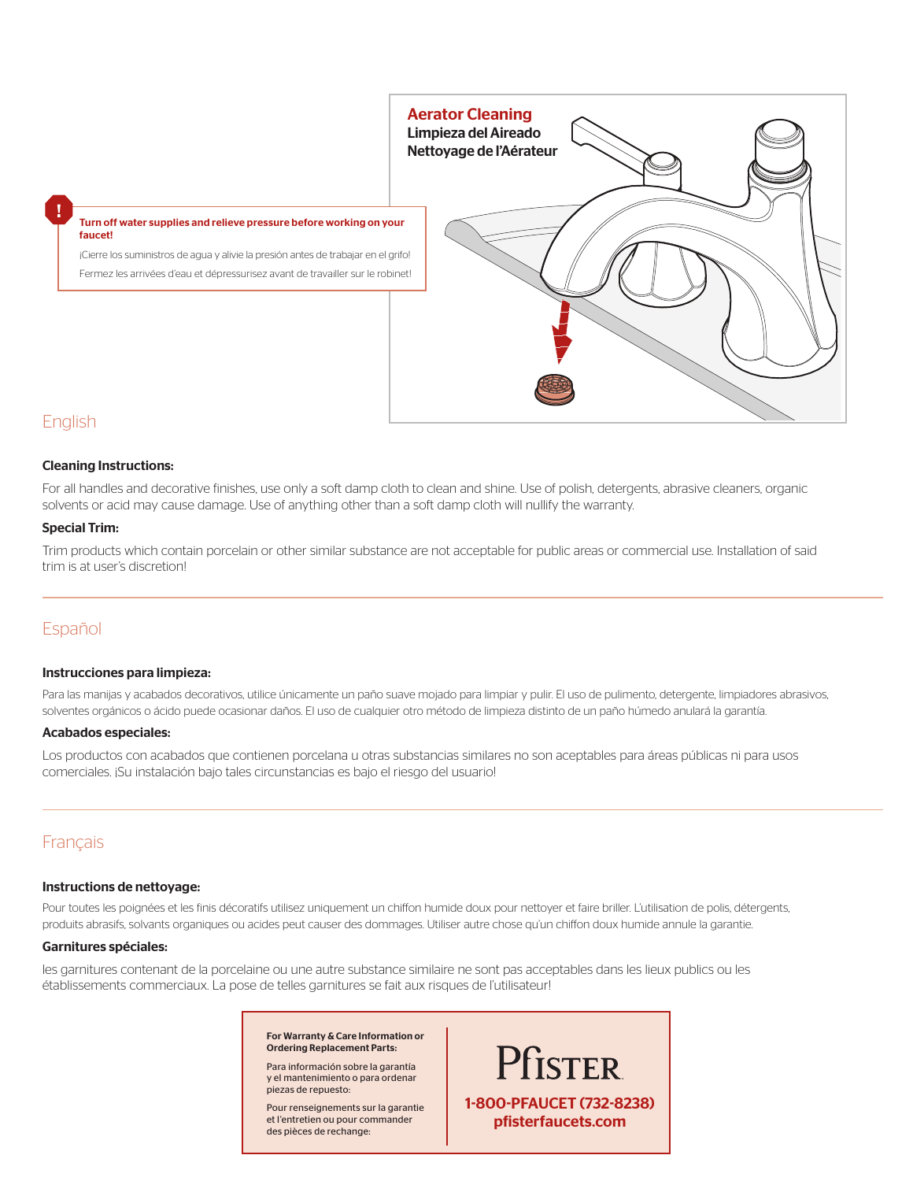**Aerator Cleaning**
**Limpieza del Aireado**
**Nettoyage de l'Aérateur**

**Turn off water supplies and relieve pressure before working on your faucet!**

¡Cierre los suministros de agua y alivie la presión antes de trabajar en el grifo!

Fermez les arrivées d'eau et dépressurisez avant de travailler sur le robinet!

## English

### Cleaning Instructions:

For all handles and decorative finishes, use only a soft damp cloth to clean and shine. Use of polish, detergents, abrasive cleaners, organic solvents or acid may cause damage. Use of anything other than a soft damp cloth will nullify the warranty.

### Special Trim:

Trim products which contain porcelain or other similar substance are not acceptable for public areas or commercial use. Installation of said trim is at user's discretion!

## Español

### Instrucciones para limpieza:

Para las manijas y acabados decorativos, utilice únicamente un paño suave mojado para limpiar y pulir. El uso de pulimento, detergente, limpiadores abrasivos, solventes orgánicos o ácido puede ocasionar daños. El uso de cualquier otro método de limpieza distinto de un paño húmedo anulará la garantía.

### Acabados especiales:

Los productos con acabados que contienen porcelana u otras substancias similares no son aceptables para áreas públicas ni para usos comerciales. ¡Su instalación bajo tales circunstancias es bajo el riesgo del usuario!

## Français

### Instructions de nettoyage:

Pour toutes les poignées et les finis décoratifs utilisez uniquement un chiffon humide doux pour nettoyer et faire briller. L'utilisation de polis, détergents, produits abrasifs, solvants organiques ou acides peut causer des dommages. Utiliser autre chose qu'un chiffon doux humide annule la garantie.

### Garnitures spéciales:

les garnitures contenant de la porcelaine ou une autre substance similaire ne sont pas acceptables dans les lieux publics ou les établissements commerciaux. La pose de telles garnitures se fait aux risques de l'utilisateur!

**For Warranty & Care Information or Ordering Replacement Parts:**

Para información sobre la garantía y el mantenimiento o para ordenar piezas de repuesto:

Pour renseignements sur la garantie et l'entretien ou pour commander des pièces de rechange:

Pfister

**1-800-PFAUCET (732-8238)**
**pfisterfaucets.com**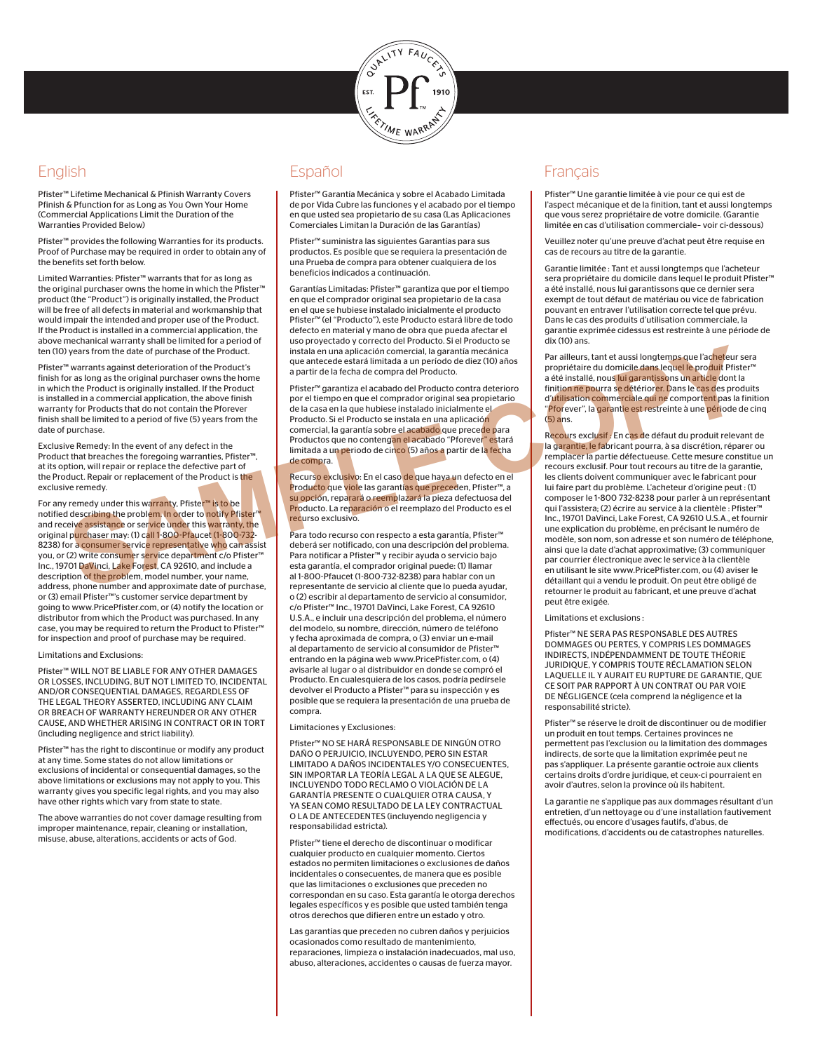## English

Pfister™ Lifetime Mechanical & Pfinish Warranty Covers Pfinish & Pfunction for as Long as You Own Your Home (Commercial Applications Limit the Duration of the Warranties Provided Below)

Pfister™ provides the following Warranties for its products. Proof of Purchase may be required in order to obtain any of the benefits set forth below.

Limited Warranties: Pfister™ warrants that for as long as the original purchaser owns the home in which the Pfister™ product (the "Product") is originally installed, the Product will be free of all defects in material and workmanship that would impair the intended and proper use of the Product. If the Product is installed in a commercial application, the above mechanical warranty shall be limited for a period of ten (10) years from the date of purchase of the Product.

Pfister™ warrants against deterioration of the Product's finish for as long as the original purchaser owns the home in which the Product is originally installed. If the Product is installed in a commercial application, the above finish warranty for Products that do not contain the Pforever finish shall be limited to a period of five (5) years from the date of purchase.

Exclusive Remedy: In the event of any defect in the Product that breaches the foregoing warranties, Pfister™, at its option, will repair or replace the defective part of the Product. Repair or replacement of the Product is the exclusive remedy.

For any remedy under this warranty, Pfister™ is to be notified describing the problem. In order to notify Pfister™ and receive assistance or service under this warranty, the original purchaser may: (1) call 1-800-Pfaucet (1-800-732-8238) for a consumer service representative who can assist you, or (2) write consumer service department c/o Pfister™ Inc., 19701 DaVinci, Lake Forest, CA 92610, and include a description of the problem, model number, your name, address, phone number and approximate date of purchase, or (3) email Pfister™'s customer service department by going to www.PricePfister.com, or (4) notify the location or distributor from which the Product was purchased. In any case, you may be required to return the Product to Pfister™ for inspection and proof of purchase may be required.

Limitations and Exclusions:

Pfister™ WILL NOT BE LIABLE FOR ANY OTHER DAMAGES OR LOSSES, INCLUDING, BUT NOT LIMITED TO, INCIDENTAL AND/OR CONSEQUENTIAL DAMAGES, REGARDLESS OF THE LEGAL THEORY ASSERTED, INCLUDING ANY CLAIM OR BREACH OF WARRANTY HEREUNDER OR ANY OTHER CAUSE, AND WHETHER ARISING IN CONTRACT OR IN TORT (including negligence and strict liability).

Pfister™ has the right to discontinue or modify any product at any time. Some states do not allow limitations or exclusions of incidental or consequential damages, so the above limitations or exclusions may not apply to you. This warranty gives you specific legal rights, and you may also have other rights which vary from state to state.

The above warranties do not cover damage resulting from improper maintenance, repair, cleaning or installation, misuse, abuse, alterations, accidents or acts of God.

## Español

Pfister™ Garantía Mecánica y sobre el Acabado Limitada de por Vida Cubre las funciones y el acabado por el tiempo en que usted sea propietario de su casa (Las Aplicaciones Comerciales Limitan la Duración de las Garantías)

Pfister™ suministra las siguientes Garantías para sus productos. Es posible que se requiera la presentación de una Prueba de compra para obtener cualquiera de los beneficios indicados a continuación.

Garantías Limitadas: Pfister™ garantiza que por el tiempo en que el comprador original sea propietario de la casa en el que se hubiese instalado inicialmente el producto Pfister™ (el "Producto"), este Producto estará libre de todo defecto en material y mano de obra que pueda afectar el uso proyectado y correcto del Producto. Si el Producto se instala en una aplicación comercial, la garantía mecánica que antecede estará limitada a un período de diez (10) años a partir de la fecha de compra del Producto.

Pfister™ garantiza el acabado del Producto contra deterioro por el tiempo en que el comprador original sea propietario de la casa en la que hubiese instalado inicialmente el Producto. Si el Producto se instala en una aplicación comercial, la garantía sobre el acabado que precede para Productos que no contengan el acabado "Pforever" estará limitada a un período de cinco (5) años a partir de la fecha de compra.

Recurso exclusivo: En el caso de que haya un defecto en el Producto que viole las garantías que preceden, Pfister™, a su opción, reparará o reemplazará la pieza defectuosa del Producto. La reparación o el reemplazo del Producto es el recurso exclusivo.

Para todo recurso con respecto a esta garantía, Pfister™ deberá ser notificado, con una descripción del problema. Para notificar a Pfister™ y recibir ayuda o servicio bajo esta garantía, el comprador original puede: (1) llamar al 1-800-Pfaucet (1-800-732-8238) para hablar con un representante de servicio al cliente que lo pueda ayudar, o (2) escribir al departamento de servicio al consumidor, c/o Pfister™ Inc., 19701 DaVinci, Lake Forest, CA 92610 U.S.A., e incluir una descripción del problema, el número del modelo, su nombre, dirección, número de teléfono y fecha aproximada de compra, o (3) enviar un e-mail al departamento de servicio al consumidor de Pfister™ entrando en la página web www.PricePfister.com, o (4) avisarle al lugar o al distribuidor en donde se compró el Producto. En cualesquiera de los casos, podría pedírsele devolver el Producto a Pfister™ para su inspección y es posible que se requiera la presentación de una prueba de compra.

Limitaciones y Exclusiones:

Pfister™ NO SE HARÁ RESPONSABLE DE NINGÚN OTRO DAÑO O PERJUICIO, INCLUYENDO, PERO SIN ESTAR LIMITADO A DAÑOS INCIDENTALES Y/O CONSECUENTES, SIN IMPORTAR LA TEORÍA LEGAL A LA QUE SE ALEGUE, INCLUYENDO TODO RECLAMO O VIOLACIÓN DE LA GARANTÍA PRESENTE O CUALQUIER OTRA CAUSA, Y YA SEAN COMO RESULTADO DE LA LEY CONTRACTUAL O LA DE ANTECEDENTES (incluyendo negligencia y responsabilidad estricta).

Pfister™ tiene el derecho de discontinuar o modificar cualquier producto en cualquier momento. Ciertos estados no permiten limitaciones o exclusiones de daños incidentales o consecuentes, de manera que es posible que las limitaciones o exclusiones que preceden no correspondan en su caso. Esta garantía le otorga derechos legales específicos y es posible que usted también tenga otros derechos que difieren entre un estado y otro.

Las garantías que preceden no cubren daños y perjuicios ocasionados como resultado de mantenimiento, reparaciones, limpieza o instalación inadecuados, mal uso, abuso, alteraciones, accidentes o causas de fuerza mayor.

## Français

Pfister™ Une garantie limitée à vie pour ce qui est de l'aspect mécanique et de la finition, tant et aussi longtemps que vous serez propriétaire de votre domicile. (Garantie limitée en cas d'utilisation commerciale– voir ci-dessous)

Veuillez noter qu'une preuve d'achat peut être requise en cas de recours au titre de la garantie.

Garantie limitée : Tant et aussi longtemps que l'acheteur sera propriétaire du domicile dans lequel le produit Pfister™ a été installé, nous lui garantissons que ce dernier sera exempt de tout défaut de matériau ou vice de fabrication pouvant en entraver l'utilisation correcte tel que prévu. Dans le cas des produits d'utilisation commerciale, la garantie exprimée cidessus est restreinte à une période de dix (10) ans.

Par ailleurs, tant et aussi longtemps que l'acheteur sera propriétaire du domicile dans lequel le produit Pfister™ a été installé, nous lui garantissons un article dont la finition ne pourra se détériorer. Dans le cas des produits d'utilisation commerciale qui ne comportent pas la finition "Pforever", la garantie est restreinte à une période de cinq (5) ans.

Recours exclusif : En cas de défaut du produit relevant de la garantie, le fabricant pourra, à sa discrétion, réparer ou remplacer la partie défectueuse. Cette mesure constitue un recours exclusif. Pour tout recours au titre de la garantie, les clients doivent communiquer avec le fabricant pour lui faire part du problème. L'acheteur d'origine peut : (1) composer le 1-800 732-8238 pour parler à un représentant qui l'assistera; (2) écrire au service à la clientèle : Pfister™ Inc., 19701 DaVinci, Lake Forest, CA 92610 U.S.A., et fournir une explication du problème, en précisant le numéro de modèle, son nom, son adresse et son numéro de téléphone, ainsi que la date d'achat approximative; (3) communiquer par courrier électronique avec le service à la clientèle en utilisant le site www.PricePfister.com, ou (4) aviser le détaillant qui a vendu le produit. On peut être obligé de retourner le produit au fabricant, et une preuve d'achat peut être exigée.

Limitations et exclusions :

Pfister™ NE SERA PAS RESPONSABLE DES AUTRES DOMMAGES OU PERTES, Y COMPRIS LES DOMMAGES INDIRECTS, INDÉPENDAMMENT DE TOUTE THÉORIE JURIDIQUE, Y COMPRIS TOUTE RÉCLAMATION SELON LAQUELLE IL Y AURAIT EU RUPTURE DE GARANTIE, QUE CE SOIT PAR RAPPORT À UN CONTRAT OU PAR VOIE DE NÉGLIGENCE (cela comprend la négligence et la responsabilité stricte).

Pfister™ se réserve le droit de discontinuer ou de modifier un produit en tout temps. Certaines provinces ne permettent pas l'exclusion ou la limitation des dommages indirects, de sorte que la limitation exprimée peut ne pas s'appliquer. La présente garantie octroie aux clients certains droits d'ordre juridique, et ceux-ci pourraient en avoir d'autres, selon la province où ils habitent.

La garantie ne s'applique pas aux dommages résultant d'un entretien, d'un nettoyage ou d'une installation fautivement effectués, ou encore d'usages fautifs, d'abus, de modifications, d'accidents ou de catastrophes naturelles.